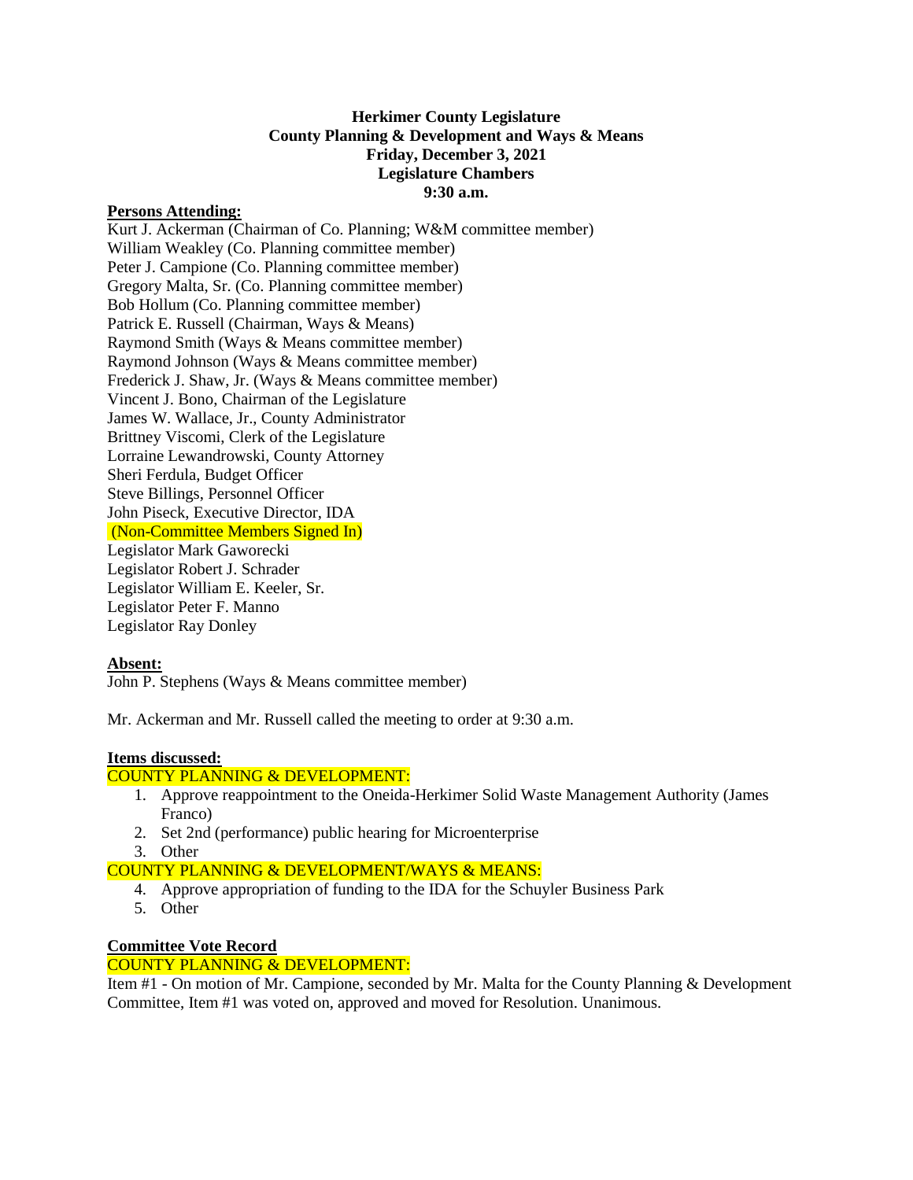**Herkimer County Legislature**
**County Planning & Development and Ways & Means**
**Friday, December 3, 2021**
**Legislature Chambers**
**9:30 a.m.**

**Persons Attending:**

Kurt J. Ackerman (Chairman of Co. Planning; W&M committee member)
William Weakley (Co. Planning committee member)
Peter J. Campione (Co. Planning committee member)
Gregory Malta, Sr. (Co. Planning committee member)
Bob Hollum (Co. Planning committee member)
Patrick E. Russell (Chairman, Ways & Means)
Raymond Smith (Ways & Means committee member)
Raymond Johnson (Ways & Means committee member)
Frederick J. Shaw, Jr. (Ways & Means committee member)
Vincent J. Bono, Chairman of the Legislature
James W. Wallace, Jr., County Administrator
Brittney Viscomi, Clerk of the Legislature
Lorraine Lewandrowski, County Attorney
Sheri Ferdula, Budget Officer
Steve Billings, Personnel Officer
John Piseck, Executive Director, IDA
(Non-Committee Members Signed In)
Legislator Mark Gaworecki
Legislator Robert J. Schrader
Legislator William E. Keeler, Sr.
Legislator Peter F. Manno
Legislator Ray Donley

**Absent:**

John P. Stephens (Ways & Means committee member)

Mr. Ackerman and Mr. Russell called the meeting to order at 9:30 a.m.

**Items discussed:**

COUNTY PLANNING & DEVELOPMENT:

1. Approve reappointment to the Oneida-Herkimer Solid Waste Management Authority (James Franco)
2. Set 2nd (performance) public hearing for Microenterprise
3. Other

COUNTY PLANNING & DEVELOPMENT/WAYS & MEANS:

4. Approve appropriation of funding to the IDA for the Schuyler Business Park
5. Other

**Committee Vote Record**

COUNTY PLANNING & DEVELOPMENT:

Item #1 - On motion of Mr. Campione, seconded by Mr. Malta for the County Planning & Development Committee, Item #1 was voted on, approved and moved for Resolution. Unanimous.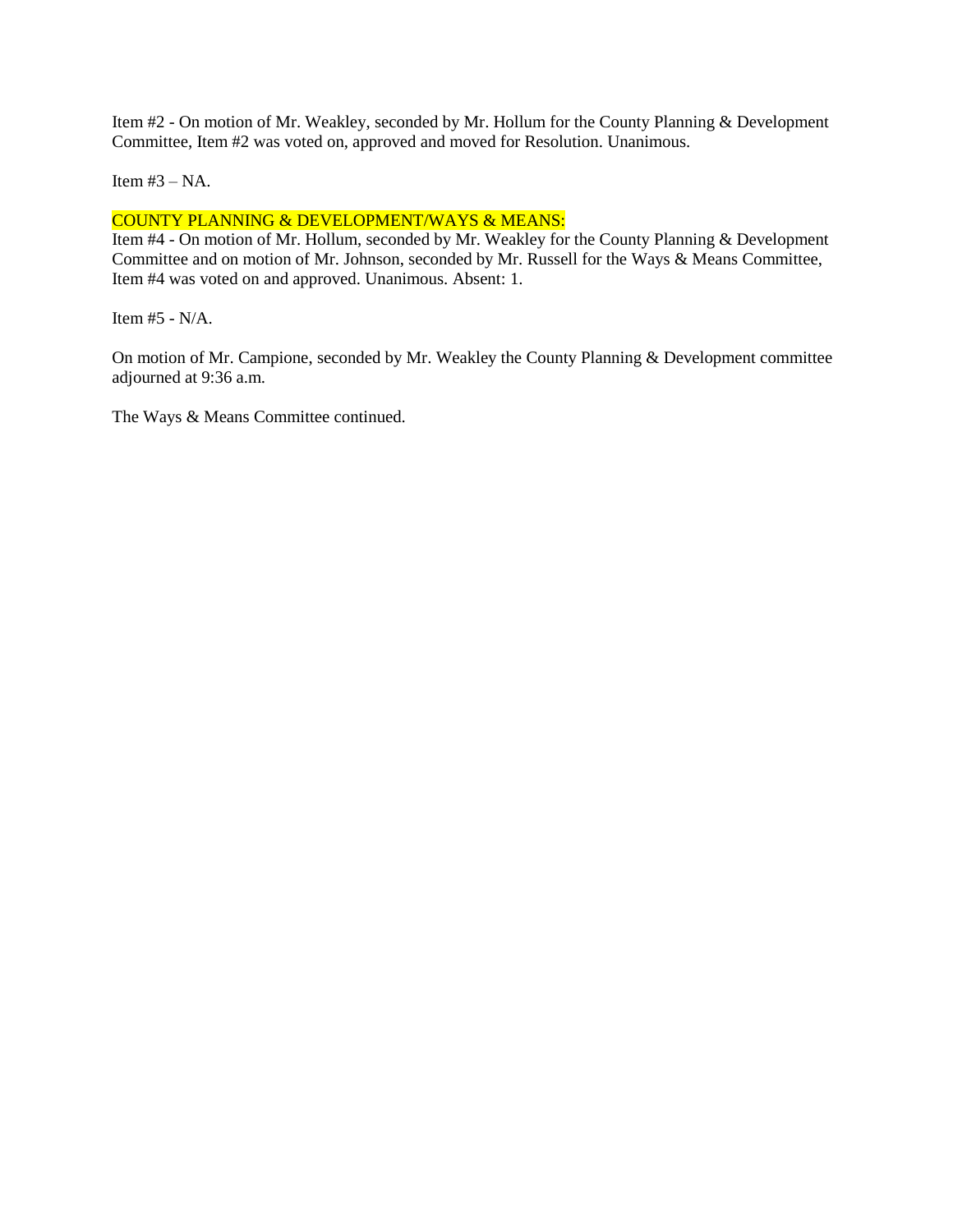Item #2 - On motion of Mr. Weakley, seconded by Mr. Hollum for the County Planning & Development Committee, Item #2 was voted on, approved and moved for Resolution. Unanimous.

Item #3 – NA.

COUNTY PLANNING & DEVELOPMENT/WAYS & MEANS:

Item #4 - On motion of Mr. Hollum, seconded by Mr. Weakley for the County Planning & Development Committee and on motion of Mr. Johnson, seconded by Mr. Russell for the Ways & Means Committee, Item #4 was voted on and approved. Unanimous. Absent: 1.

Item #5 - N/A.

On motion of Mr. Campione, seconded by Mr. Weakley the County Planning & Development committee adjourned at 9:36 a.m.

The Ways & Means Committee continued.